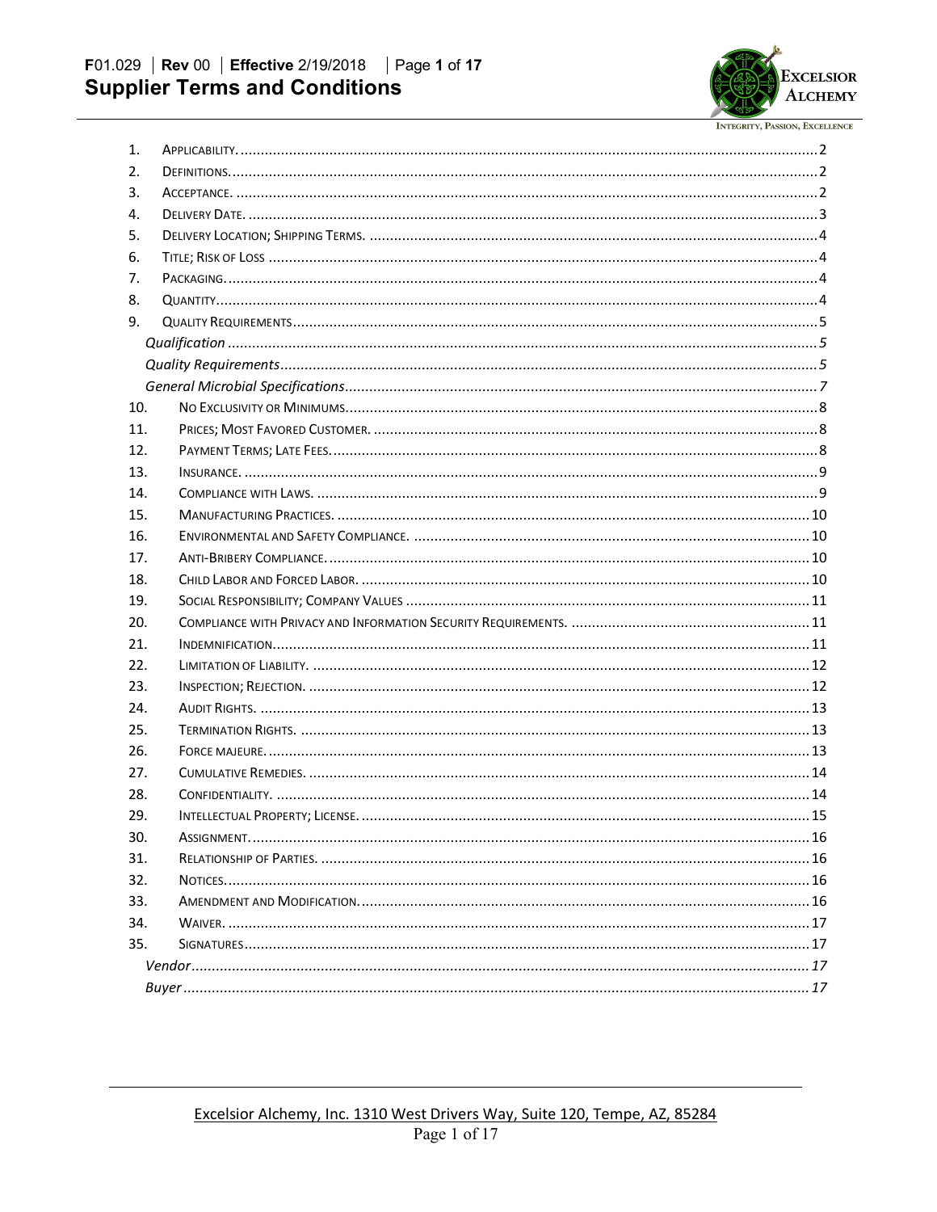# Supplier Terms and Conditions

F01.029 | Rev 00 | Effective 2/19/2018

EXCELSIOR ALCHEMY

INTEGRITY, PASSION, EXCELLENCE

1. APPLICABILITY. .......... 2
2. DEFINITIONS. .......... 2
3. ACCEPTANCE. .......... 2
4. DELIVERY DATE. .......... 3
5. DELIVERY LOCATION; SHIPPING TERMS. .......... 4
6. TITLE; RISK OF LOSS .......... 4
7. PACKAGING. .......... 4
8. QUANTITY. .......... 4
9. QUALITY REQUIREMENTS .......... 5
    - *Qualification* .......... 5
    - *Quality Requirements* .......... 5
    - *General Microbial Specifications* .......... 7
10. NO EXCLUSIVITY OR MINIMUMS. .......... 8
11. PRICES; MOST FAVORED CUSTOMER. .......... 8
12. PAYMENT TERMS; LATE FEES. .......... 8
13. INSURANCE. .......... 9
14. COMPLIANCE WITH LAWS. .......... 9
15. MANUFACTURING PRACTICES. .......... 10
16. ENVIRONMENTAL AND SAFETY COMPLIANCE. .......... 10
17. ANTI-BRIBERY COMPLIANCE. .......... 10
18. CHILD LABOR AND FORCED LABOR. .......... 10
19. SOCIAL RESPONSIBILITY; COMPANY VALUES .......... 11
20. COMPLIANCE WITH PRIVACY AND INFORMATION SECURITY REQUIREMENTS. .......... 11
21. INDEMNIFICATION. .......... 11
22. LIMITATION OF LIABILITY. .......... 12
23. INSPECTION; REJECTION. .......... 12
24. AUDIT RIGHTS. .......... 13
25. TERMINATION RIGHTS. .......... 13
26. FORCE MAJEURE. .......... 13
27. CUMULATIVE REMEDIES. .......... 14
28. CONFIDENTIALITY. .......... 14
29. INTELLECTUAL PROPERTY; LICENSE. .......... 15
30. ASSIGNMENT. .......... 16
31. RELATIONSHIP OF PARTIES. .......... 16
32. NOTICES. .......... 16
33. AMENDMENT AND MODIFICATION. .......... 16
34. WAIVER. .......... 17
35. SIGNATURES .......... 17
    - *Vendor* .......... 17
    - *Buyer* .......... 17

Excelsior Alchemy, Inc. 1310 West Drivers Way, Suite 120, Tempe, AZ, 85284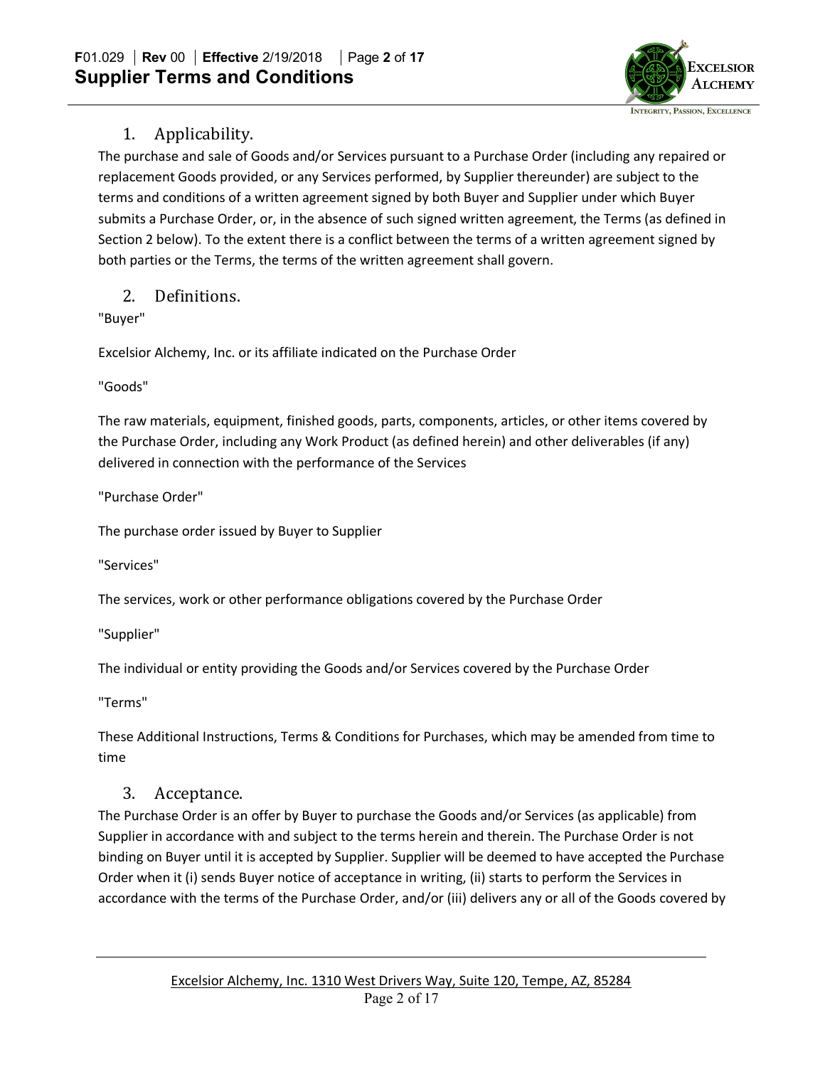## 1. Applicability.

The purchase and sale of Goods and/or Services pursuant to a Purchase Order (including any repaired or replacement Goods provided, or any Services performed, by Supplier thereunder) are subject to the terms and conditions of a written agreement signed by both Buyer and Supplier under which Buyer submits a Purchase Order, or, in the absence of such signed written agreement, the Terms (as defined in Section 2 below). To the extent there is a conflict between the terms of a written agreement signed by both parties or the Terms, the terms of the written agreement shall govern.

## 2. Definitions.

"Buyer"

Excelsior Alchemy, Inc. or its affiliate indicated on the Purchase Order

"Goods"

The raw materials, equipment, finished goods, parts, components, articles, or other items covered by the Purchase Order, including any Work Product (as defined herein) and other deliverables (if any) delivered in connection with the performance of the Services

"Purchase Order"

The purchase order issued by Buyer to Supplier

"Services"

The services, work or other performance obligations covered by the Purchase Order

"Supplier"

The individual or entity providing the Goods and/or Services covered by the Purchase Order

"Terms"

These Additional Instructions, Terms & Conditions for Purchases, which may be amended from time to time

## 3. Acceptance.

The Purchase Order is an offer by Buyer to purchase the Goods and/or Services (as applicable) from Supplier in accordance with and subject to the terms herein and therein. The Purchase Order is not binding on Buyer until it is accepted by Supplier. Supplier will be deemed to have accepted the Purchase Order when it (i) sends Buyer notice of acceptance in writing, (ii) starts to perform the Services in accordance with the terms of the Purchase Order, and/or (iii) delivers any or all of the Goods covered by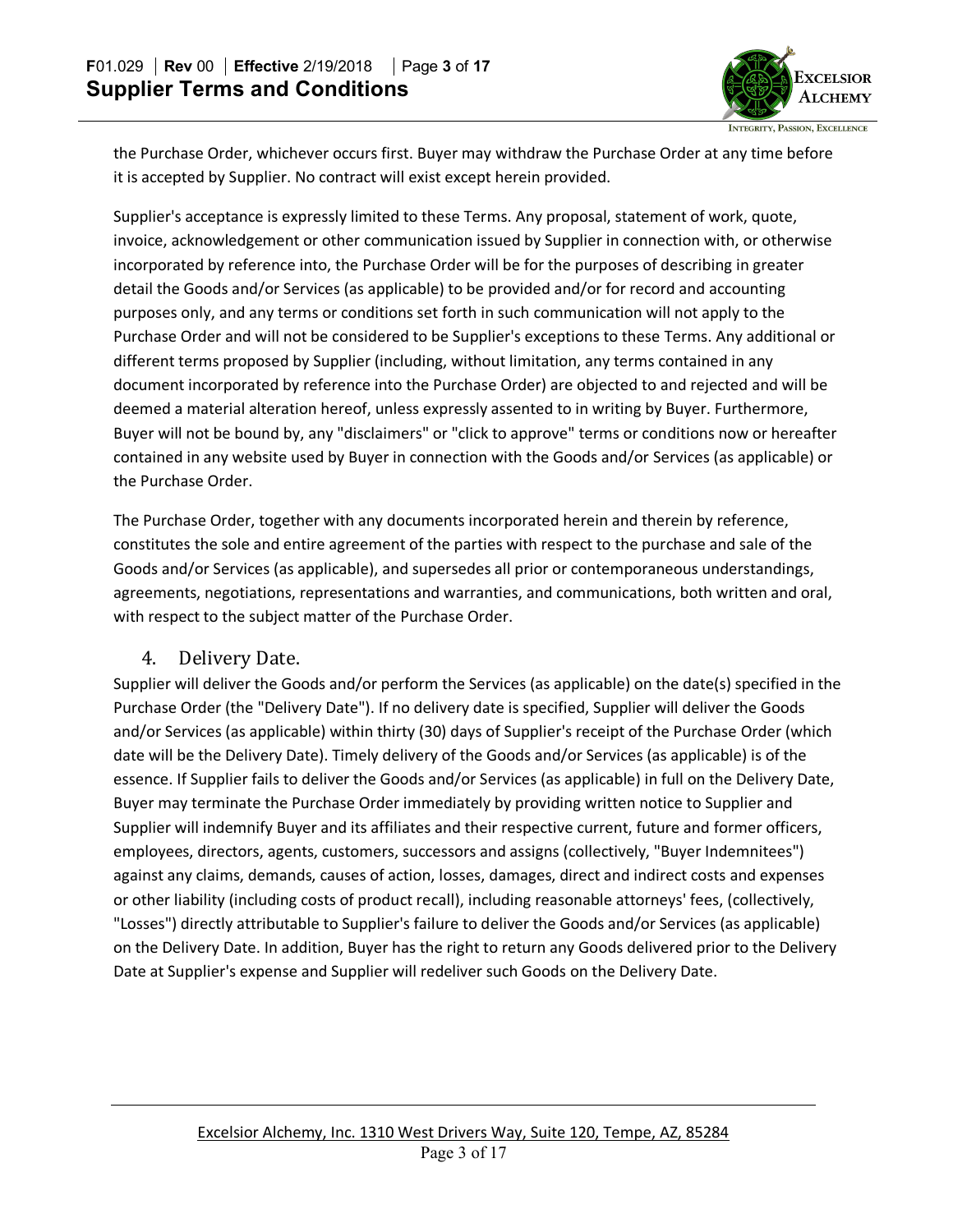the Purchase Order, whichever occurs first. Buyer may withdraw the Purchase Order at any time before it is accepted by Supplier. No contract will exist except herein provided.

Supplier's acceptance is expressly limited to these Terms. Any proposal, statement of work, quote, invoice, acknowledgement or other communication issued by Supplier in connection with, or otherwise incorporated by reference into, the Purchase Order will be for the purposes of describing in greater detail the Goods and/or Services (as applicable) to be provided and/or for record and accounting purposes only, and any terms or conditions set forth in such communication will not apply to the Purchase Order and will not be considered to be Supplier's exceptions to these Terms. Any additional or different terms proposed by Supplier (including, without limitation, any terms contained in any document incorporated by reference into the Purchase Order) are objected to and rejected and will be deemed a material alteration hereof, unless expressly assented to in writing by Buyer. Furthermore, Buyer will not be bound by, any "disclaimers" or "click to approve" terms or conditions now or hereafter contained in any website used by Buyer in connection with the Goods and/or Services (as applicable) or the Purchase Order.

The Purchase Order, together with any documents incorporated herein and therein by reference, constitutes the sole and entire agreement of the parties with respect to the purchase and sale of the Goods and/or Services (as applicable), and supersedes all prior or contemporaneous understandings, agreements, negotiations, representations and warranties, and communications, both written and oral, with respect to the subject matter of the Purchase Order.

## 4. Delivery Date.

Supplier will deliver the Goods and/or perform the Services (as applicable) on the date(s) specified in the Purchase Order (the "Delivery Date"). If no delivery date is specified, Supplier will deliver the Goods and/or Services (as applicable) within thirty (30) days of Supplier's receipt of the Purchase Order (which date will be the Delivery Date). Timely delivery of the Goods and/or Services (as applicable) is of the essence. If Supplier fails to deliver the Goods and/or Services (as applicable) in full on the Delivery Date, Buyer may terminate the Purchase Order immediately by providing written notice to Supplier and Supplier will indemnify Buyer and its affiliates and their respective current, future and former officers, employees, directors, agents, customers, successors and assigns (collectively, "Buyer Indemnitees") against any claims, demands, causes of action, losses, damages, direct and indirect costs and expenses or other liability (including costs of product recall), including reasonable attorneys' fees, (collectively, "Losses") directly attributable to Supplier's failure to deliver the Goods and/or Services (as applicable) on the Delivery Date. In addition, Buyer has the right to return any Goods delivered prior to the Delivery Date at Supplier's expense and Supplier will redeliver such Goods on the Delivery Date.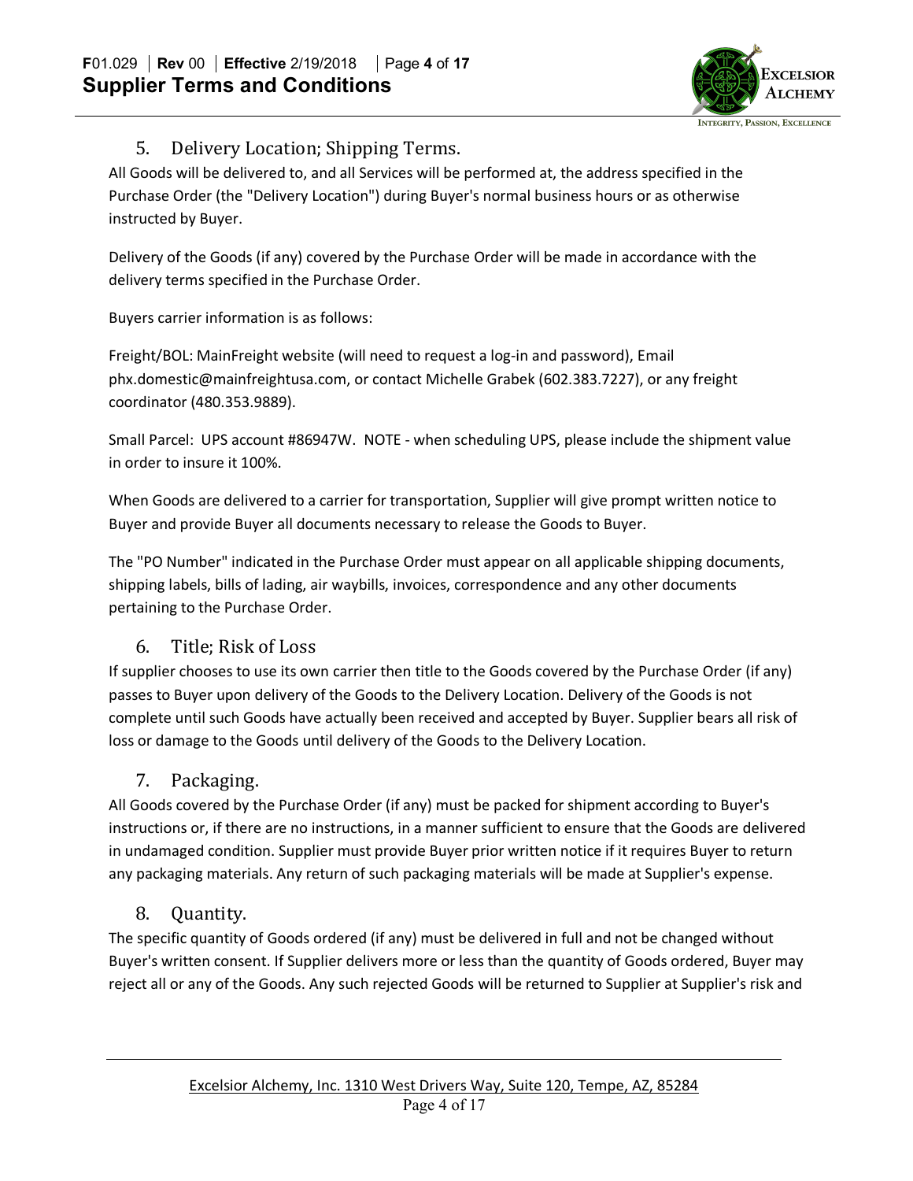## 5. Delivery Location; Shipping Terms.

All Goods will be delivered to, and all Services will be performed at, the address specified in the Purchase Order (the "Delivery Location") during Buyer's normal business hours or as otherwise instructed by Buyer.

Delivery of the Goods (if any) covered by the Purchase Order will be made in accordance with the delivery terms specified in the Purchase Order.

Buyers carrier information is as follows:

Freight/BOL: MainFreight website (will need to request a log-in and password), Email phx.domestic@mainfreightusa.com, or contact Michelle Grabek (602.383.7227), or any freight coordinator (480.353.9889).

Small Parcel: UPS account #86947W. NOTE - when scheduling UPS, please include the shipment value in order to insure it 100%.

When Goods are delivered to a carrier for transportation, Supplier will give prompt written notice to Buyer and provide Buyer all documents necessary to release the Goods to Buyer.

The "PO Number" indicated in the Purchase Order must appear on all applicable shipping documents, shipping labels, bills of lading, air waybills, invoices, correspondence and any other documents pertaining to the Purchase Order.

## 6. Title; Risk of Loss

If supplier chooses to use its own carrier then title to the Goods covered by the Purchase Order (if any) passes to Buyer upon delivery of the Goods to the Delivery Location. Delivery of the Goods is not complete until such Goods have actually been received and accepted by Buyer. Supplier bears all risk of loss or damage to the Goods until delivery of the Goods to the Delivery Location.

## 7. Packaging.

All Goods covered by the Purchase Order (if any) must be packed for shipment according to Buyer's instructions or, if there are no instructions, in a manner sufficient to ensure that the Goods are delivered in undamaged condition. Supplier must provide Buyer prior written notice if it requires Buyer to return any packaging materials. Any return of such packaging materials will be made at Supplier's expense.

## 8. Quantity.

The specific quantity of Goods ordered (if any) must be delivered in full and not be changed without Buyer's written consent. If Supplier delivers more or less than the quantity of Goods ordered, Buyer may reject all or any of the Goods. Any such rejected Goods will be returned to Supplier at Supplier's risk and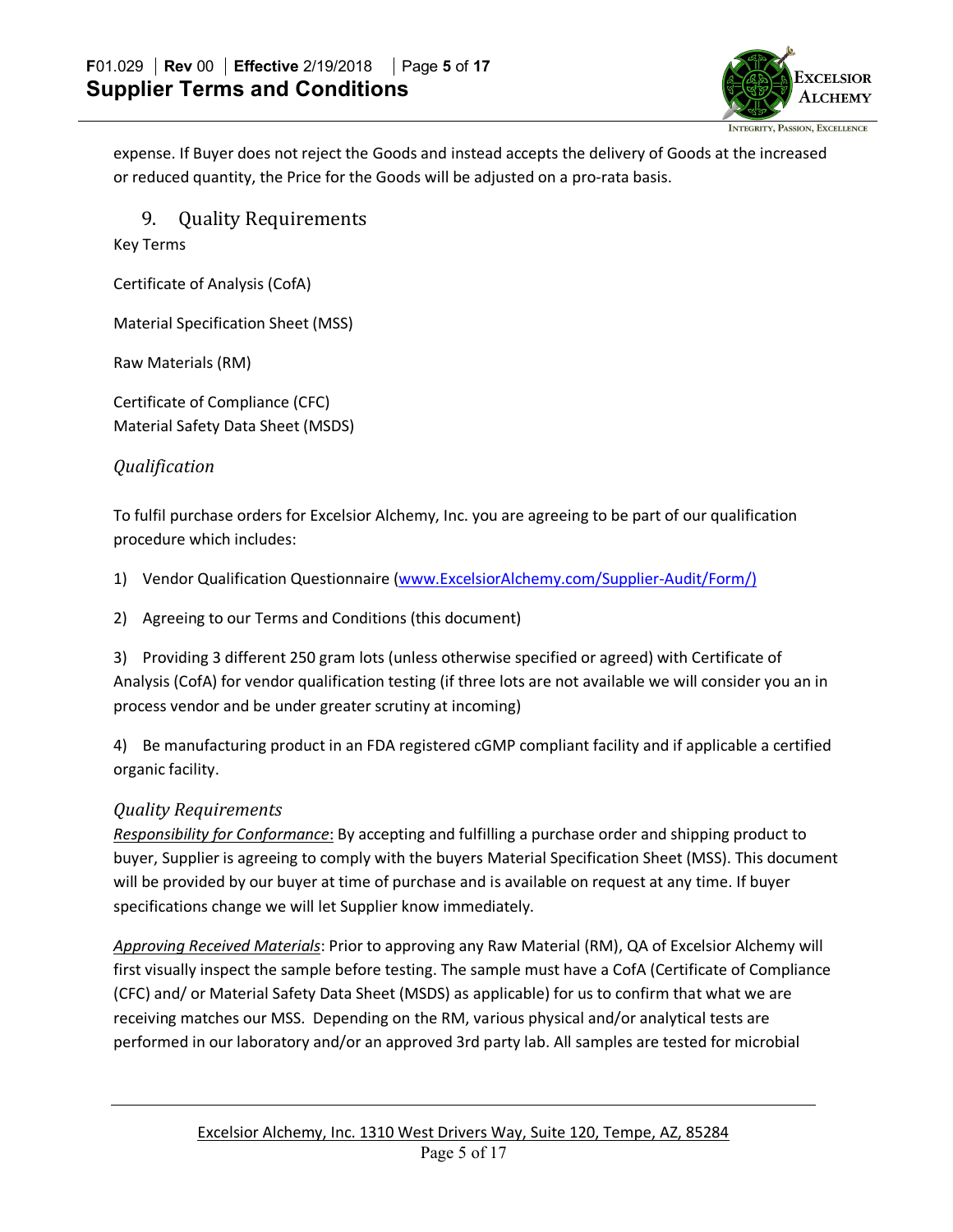expense. If Buyer does not reject the Goods and instead accepts the delivery of Goods at the increased or reduced quantity, the Price for the Goods will be adjusted on a pro-rata basis.

## 9. Quality Requirements

Key Terms

Certificate of Analysis (CofA)

Material Specification Sheet (MSS)

Raw Materials (RM)

Certificate of Compliance (CFC)
Material Safety Data Sheet (MSDS)

### *Qualification*

To fulfil purchase orders for Excelsior Alchemy, Inc. you are agreeing to be part of our qualification procedure which includes:

1) Vendor Qualification Questionnaire (www.ExcelsiorAlchemy.com/Supplier-Audit/Form/)

2) Agreeing to our Terms and Conditions (this document)

3) Providing 3 different 250 gram lots (unless otherwise specified or agreed) with Certificate of Analysis (CofA) for vendor qualification testing (if three lots are not available we will consider you an in process vendor and be under greater scrutiny at incoming)

4) Be manufacturing product in an FDA registered cGMP compliant facility and if applicable a certified organic facility.

### *Quality Requirements*

*Responsibility for Conformance*: By accepting and fulfilling a purchase order and shipping product to buyer, Supplier is agreeing to comply with the buyers Material Specification Sheet (MSS). This document will be provided by our buyer at time of purchase and is available on request at any time. If buyer specifications change we will let Supplier know immediately.

*Approving Received Materials*: Prior to approving any Raw Material (RM), QA of Excelsior Alchemy will first visually inspect the sample before testing. The sample must have a CofA (Certificate of Compliance (CFC) and/ or Material Safety Data Sheet (MSDS) as applicable) for us to confirm that what we are receiving matches our MSS. Depending on the RM, various physical and/or analytical tests are performed in our laboratory and/or an approved 3rd party lab. All samples are tested for microbial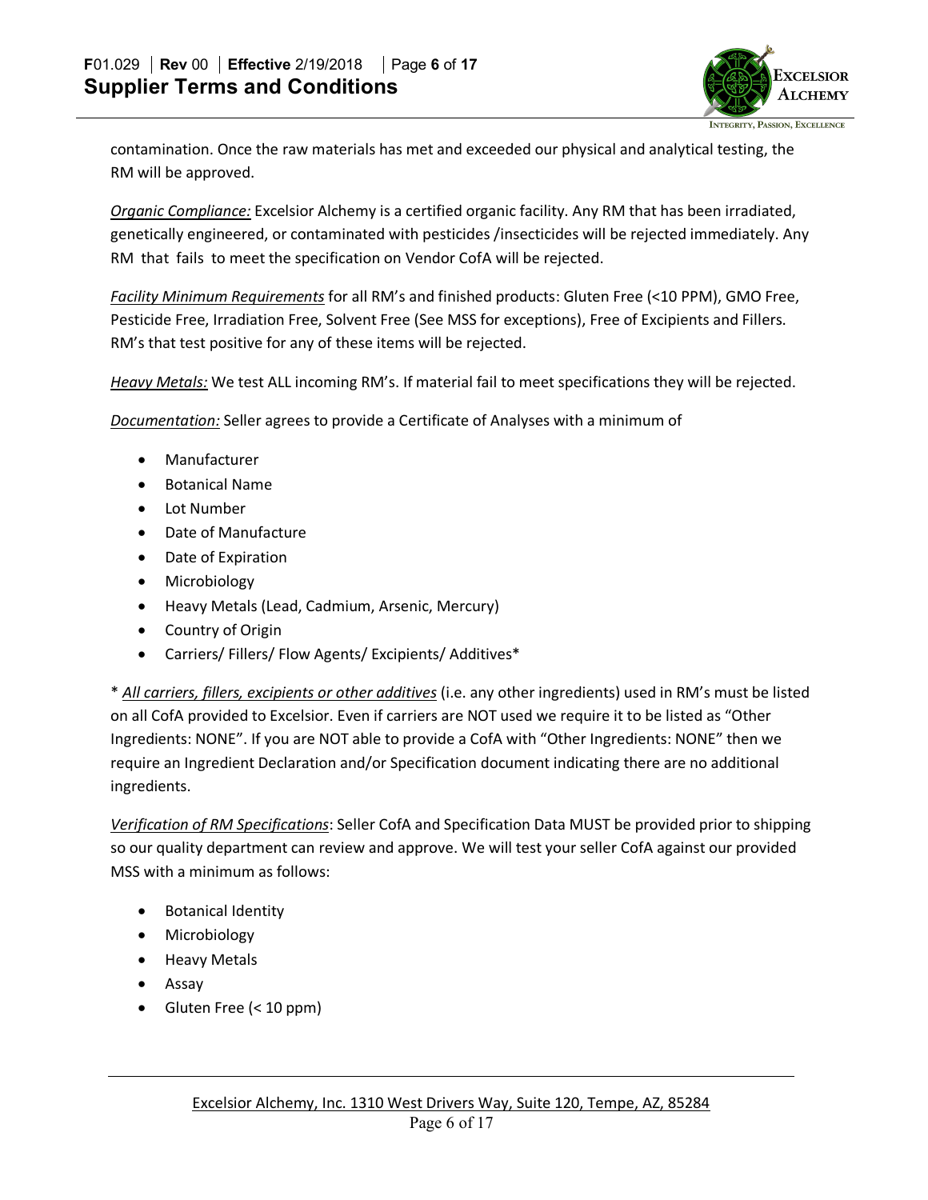contamination. Once the raw materials has met and exceeded our physical and analytical testing, the RM will be approved.

*Organic Compliance:* Excelsior Alchemy is a certified organic facility. Any RM that has been irradiated, genetically engineered, or contaminated with pesticides /insecticides will be rejected immediately. Any RM that fails to meet the specification on Vendor CofA will be rejected.

*Facility Minimum Requirements* for all RM's and finished products: Gluten Free (<10 PPM), GMO Free, Pesticide Free, Irradiation Free, Solvent Free (See MSS for exceptions), Free of Excipients and Fillers. RM's that test positive for any of these items will be rejected.

*Heavy Metals:* We test ALL incoming RM's. If material fail to meet specifications they will be rejected.

*Documentation:* Seller agrees to provide a Certificate of Analyses with a minimum of

- Manufacturer
- Botanical Name
- Lot Number
- Date of Manufacture
- Date of Expiration
- Microbiology
- Heavy Metals (Lead, Cadmium, Arsenic, Mercury)
- Country of Origin
- Carriers/ Fillers/ Flow Agents/ Excipients/ Additives*

* *All carriers, fillers, excipients or other additives* (i.e. any other ingredients) used in RM's must be listed on all CofA provided to Excelsior. Even if carriers are NOT used we require it to be listed as "Other Ingredients: NONE". If you are NOT able to provide a CofA with "Other Ingredients: NONE" then we require an Ingredient Declaration and/or Specification document indicating there are no additional ingredients.

*Verification of RM Specifications*: Seller CofA and Specification Data MUST be provided prior to shipping so our quality department can review and approve. We will test your seller CofA against our provided MSS with a minimum as follows:

- Botanical Identity
- Microbiology
- Heavy Metals
- Assay
- Gluten Free (< 10 ppm)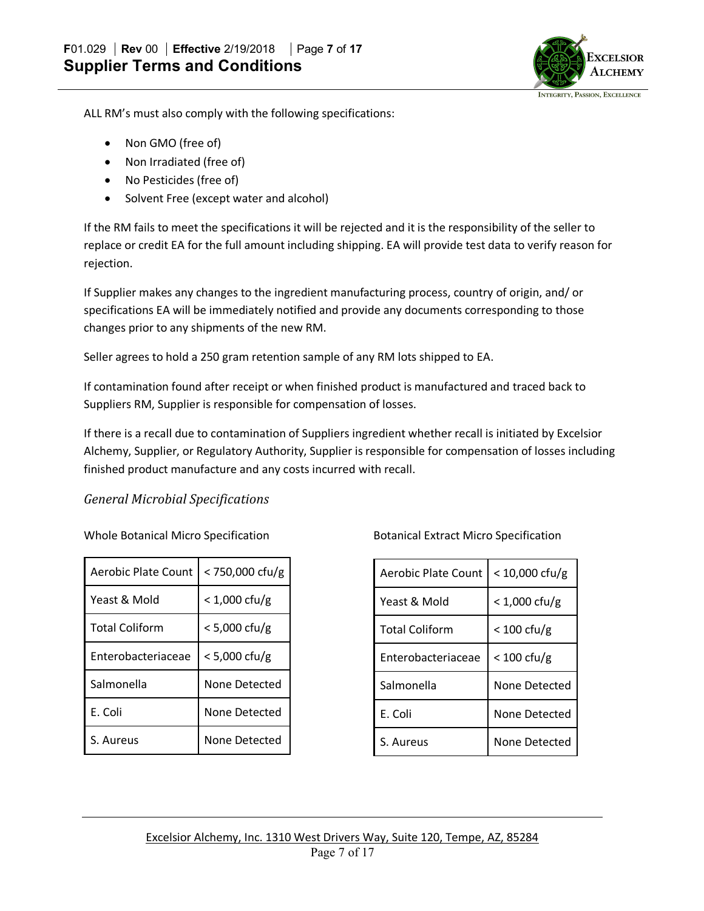ALL RM's must also comply with the following specifications:

- Non GMO (free of)
- Non Irradiated (free of)
- No Pesticides (free of)
- Solvent Free (except water and alcohol)

If the RM fails to meet the specifications it will be rejected and it is the responsibility of the seller to replace or credit EA for the full amount including shipping. EA will provide test data to verify reason for rejection.

If Supplier makes any changes to the ingredient manufacturing process, country of origin, and/ or specifications EA will be immediately notified and provide any documents corresponding to those changes prior to any shipments of the new RM.

Seller agrees to hold a 250 gram retention sample of any RM lots shipped to EA.

If contamination found after receipt or when finished product is manufactured and traced back to Suppliers RM, Supplier is responsible for compensation of losses.

If there is a recall due to contamination of Suppliers ingredient whether recall is initiated by Excelsior Alchemy, Supplier, or Regulatory Authority, Supplier is responsible for compensation of losses including finished product manufacture and any costs incurred with recall.

### *General Microbial Specifications*

Whole Botanical Micro Specification

| | |
|---|---|
| Aerobic Plate Count | < 750,000 cfu/g |
| Yeast & Mold | < 1,000 cfu/g |
| Total Coliform | < 5,000 cfu/g |
| Enterobacteriaceae | < 5,000 cfu/g |
| Salmonella | None Detected |
| E. Coli | None Detected |
| S. Aureus | None Detected |

Botanical Extract Micro Specification

| | |
|---|---|
| Aerobic Plate Count | < 10,000 cfu/g |
| Yeast & Mold | < 1,000 cfu/g |
| Total Coliform | < 100 cfu/g |
| Enterobacteriaceae | < 100 cfu/g |
| Salmonella | None Detected |
| E. Coli | None Detected |
| S. Aureus | None Detected |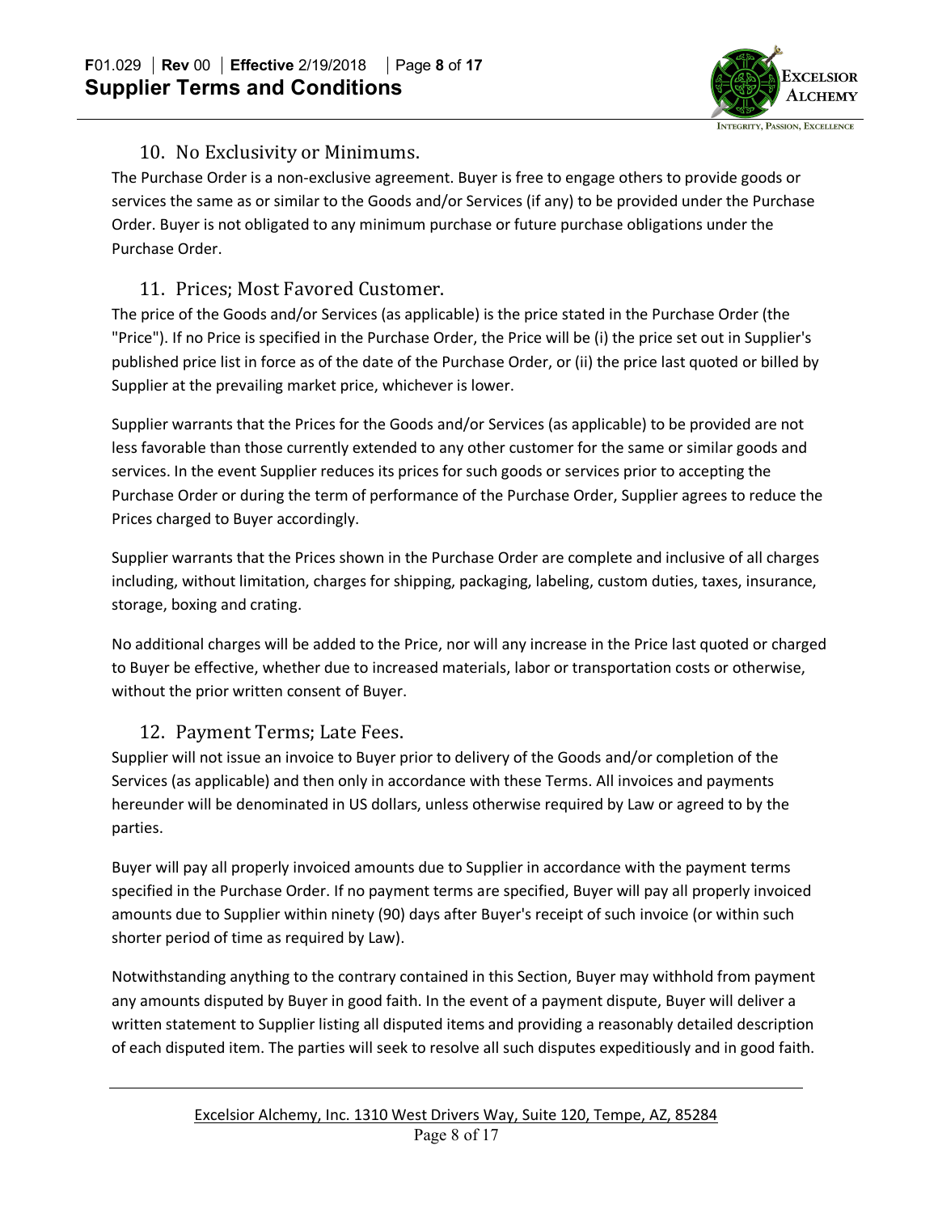## 10. No Exclusivity or Minimums.

The Purchase Order is a non-exclusive agreement. Buyer is free to engage others to provide goods or services the same as or similar to the Goods and/or Services (if any) to be provided under the Purchase Order. Buyer is not obligated to any minimum purchase or future purchase obligations under the Purchase Order.

## 11. Prices; Most Favored Customer.

The price of the Goods and/or Services (as applicable) is the price stated in the Purchase Order (the "Price"). If no Price is specified in the Purchase Order, the Price will be (i) the price set out in Supplier's published price list in force as of the date of the Purchase Order, or (ii) the price last quoted or billed by Supplier at the prevailing market price, whichever is lower.

Supplier warrants that the Prices for the Goods and/or Services (as applicable) to be provided are not less favorable than those currently extended to any other customer for the same or similar goods and services. In the event Supplier reduces its prices for such goods or services prior to accepting the Purchase Order or during the term of performance of the Purchase Order, Supplier agrees to reduce the Prices charged to Buyer accordingly.

Supplier warrants that the Prices shown in the Purchase Order are complete and inclusive of all charges including, without limitation, charges for shipping, packaging, labeling, custom duties, taxes, insurance, storage, boxing and crating.

No additional charges will be added to the Price, nor will any increase in the Price last quoted or charged to Buyer be effective, whether due to increased materials, labor or transportation costs or otherwise, without the prior written consent of Buyer.

## 12. Payment Terms; Late Fees.

Supplier will not issue an invoice to Buyer prior to delivery of the Goods and/or completion of the Services (as applicable) and then only in accordance with these Terms. All invoices and payments hereunder will be denominated in US dollars, unless otherwise required by Law or agreed to by the parties.

Buyer will pay all properly invoiced amounts due to Supplier in accordance with the payment terms specified in the Purchase Order. If no payment terms are specified, Buyer will pay all properly invoiced amounts due to Supplier within ninety (90) days after Buyer's receipt of such invoice (or within such shorter period of time as required by Law).

Notwithstanding anything to the contrary contained in this Section, Buyer may withhold from payment any amounts disputed by Buyer in good faith. In the event of a payment dispute, Buyer will deliver a written statement to Supplier listing all disputed items and providing a reasonably detailed description of each disputed item. The parties will seek to resolve all such disputes expeditiously and in good faith.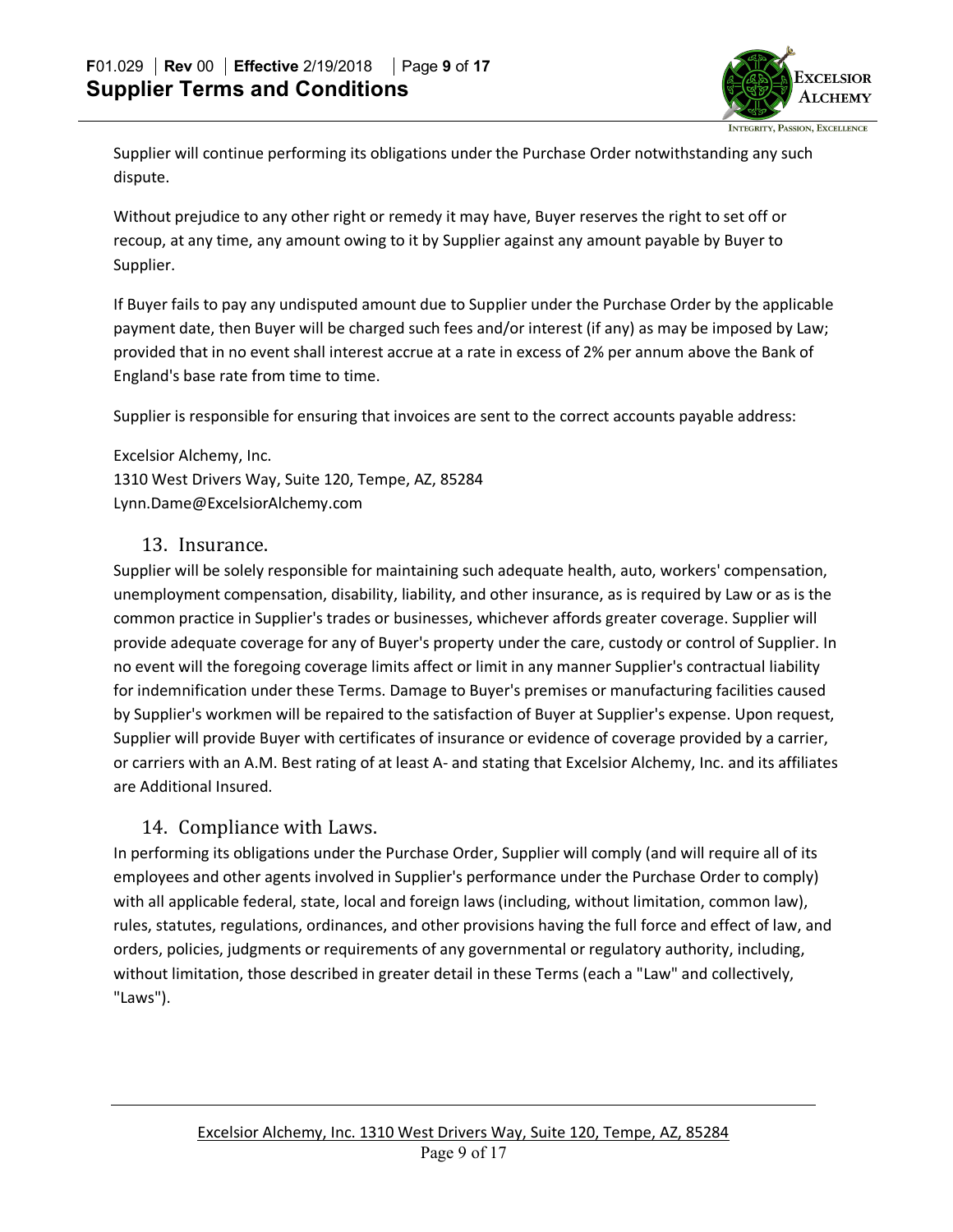Supplier will continue performing its obligations under the Purchase Order notwithstanding any such dispute.

Without prejudice to any other right or remedy it may have, Buyer reserves the right to set off or recoup, at any time, any amount owing to it by Supplier against any amount payable by Buyer to Supplier.

If Buyer fails to pay any undisputed amount due to Supplier under the Purchase Order by the applicable payment date, then Buyer will be charged such fees and/or interest (if any) as may be imposed by Law; provided that in no event shall interest accrue at a rate in excess of 2% per annum above the Bank of England's base rate from time to time.

Supplier is responsible for ensuring that invoices are sent to the correct accounts payable address:

Excelsior Alchemy, Inc.
1310 West Drivers Way, Suite 120, Tempe, AZ, 85284
Lynn.Dame@ExcelsiorAlchemy.com

## 13. Insurance.

Supplier will be solely responsible for maintaining such adequate health, auto, workers' compensation, unemployment compensation, disability, liability, and other insurance, as is required by Law or as is the common practice in Supplier's trades or businesses, whichever affords greater coverage. Supplier will provide adequate coverage for any of Buyer's property under the care, custody or control of Supplier. In no event will the foregoing coverage limits affect or limit in any manner Supplier's contractual liability for indemnification under these Terms. Damage to Buyer's premises or manufacturing facilities caused by Supplier's workmen will be repaired to the satisfaction of Buyer at Supplier's expense. Upon request, Supplier will provide Buyer with certificates of insurance or evidence of coverage provided by a carrier, or carriers with an A.M. Best rating of at least A- and stating that Excelsior Alchemy, Inc. and its affiliates are Additional Insured.

## 14. Compliance with Laws.

In performing its obligations under the Purchase Order, Supplier will comply (and will require all of its employees and other agents involved in Supplier's performance under the Purchase Order to comply) with all applicable federal, state, local and foreign laws (including, without limitation, common law), rules, statutes, regulations, ordinances, and other provisions having the full force and effect of law, and orders, policies, judgments or requirements of any governmental or regulatory authority, including, without limitation, those described in greater detail in these Terms (each a "Law" and collectively, "Laws").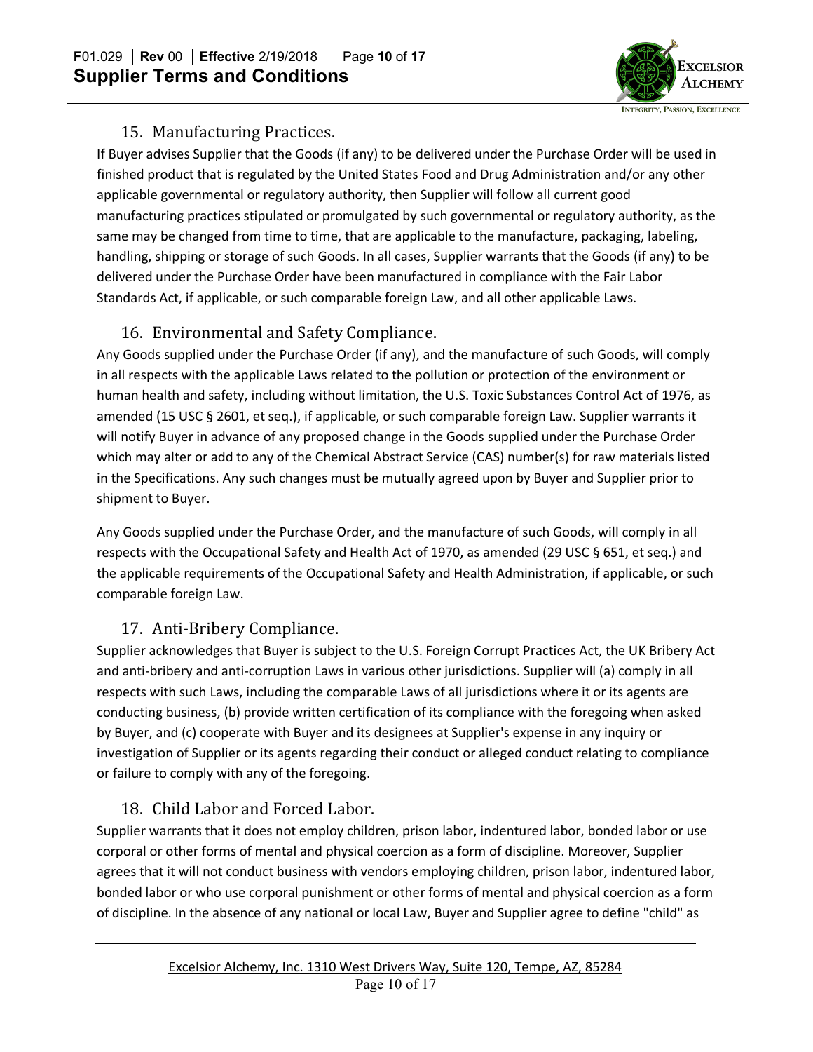## 15. Manufacturing Practices.

If Buyer advises Supplier that the Goods (if any) to be delivered under the Purchase Order will be used in finished product that is regulated by the United States Food and Drug Administration and/or any other applicable governmental or regulatory authority, then Supplier will follow all current good manufacturing practices stipulated or promulgated by such governmental or regulatory authority, as the same may be changed from time to time, that are applicable to the manufacture, packaging, labeling, handling, shipping or storage of such Goods. In all cases, Supplier warrants that the Goods (if any) to be delivered under the Purchase Order have been manufactured in compliance with the Fair Labor Standards Act, if applicable, or such comparable foreign Law, and all other applicable Laws.

## 16. Environmental and Safety Compliance.

Any Goods supplied under the Purchase Order (if any), and the manufacture of such Goods, will comply in all respects with the applicable Laws related to the pollution or protection of the environment or human health and safety, including without limitation, the U.S. Toxic Substances Control Act of 1976, as amended (15 USC § 2601, et seq.), if applicable, or such comparable foreign Law. Supplier warrants it will notify Buyer in advance of any proposed change in the Goods supplied under the Purchase Order which may alter or add to any of the Chemical Abstract Service (CAS) number(s) for raw materials listed in the Specifications. Any such changes must be mutually agreed upon by Buyer and Supplier prior to shipment to Buyer.

Any Goods supplied under the Purchase Order, and the manufacture of such Goods, will comply in all respects with the Occupational Safety and Health Act of 1970, as amended (29 USC § 651, et seq.) and the applicable requirements of the Occupational Safety and Health Administration, if applicable, or such comparable foreign Law.

## 17. Anti-Bribery Compliance.

Supplier acknowledges that Buyer is subject to the U.S. Foreign Corrupt Practices Act, the UK Bribery Act and anti-bribery and anti-corruption Laws in various other jurisdictions. Supplier will (a) comply in all respects with such Laws, including the comparable Laws of all jurisdictions where it or its agents are conducting business, (b) provide written certification of its compliance with the foregoing when asked by Buyer, and (c) cooperate with Buyer and its designees at Supplier's expense in any inquiry or investigation of Supplier or its agents regarding their conduct or alleged conduct relating to compliance or failure to comply with any of the foregoing.

## 18. Child Labor and Forced Labor.

Supplier warrants that it does not employ children, prison labor, indentured labor, bonded labor or use corporal or other forms of mental and physical coercion as a form of discipline. Moreover, Supplier agrees that it will not conduct business with vendors employing children, prison labor, indentured labor, bonded labor or who use corporal punishment or other forms of mental and physical coercion as a form of discipline. In the absence of any national or local Law, Buyer and Supplier agree to define "child" as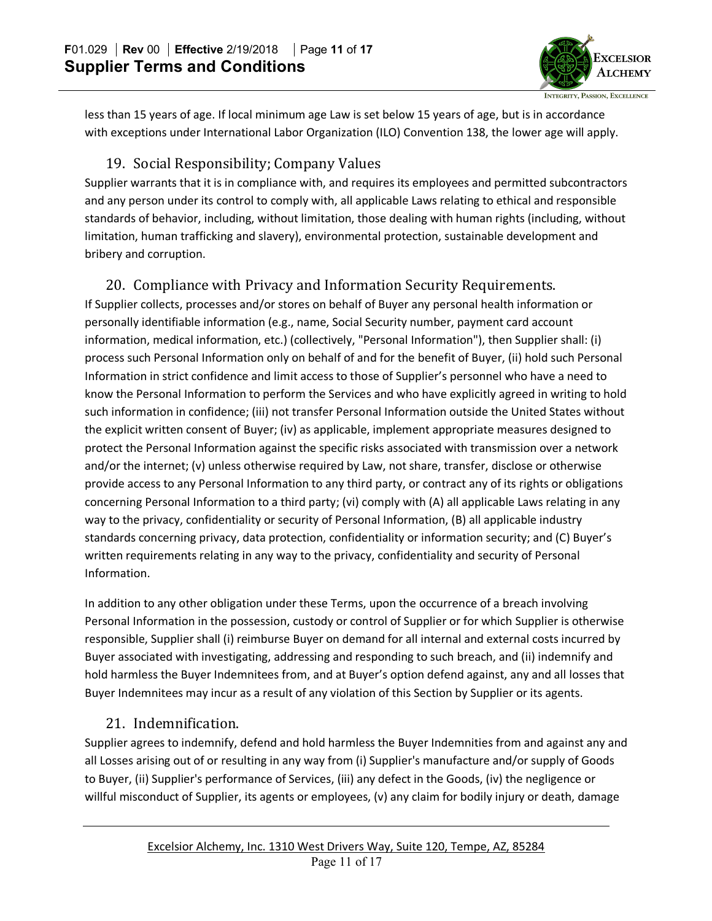less than 15 years of age. If local minimum age Law is set below 15 years of age, but is in accordance with exceptions under International Labor Organization (ILO) Convention 138, the lower age will apply.

## 19. Social Responsibility; Company Values

Supplier warrants that it is in compliance with, and requires its employees and permitted subcontractors and any person under its control to comply with, all applicable Laws relating to ethical and responsible standards of behavior, including, without limitation, those dealing with human rights (including, without limitation, human trafficking and slavery), environmental protection, sustainable development and bribery and corruption.

## 20. Compliance with Privacy and Information Security Requirements.

If Supplier collects, processes and/or stores on behalf of Buyer any personal health information or personally identifiable information (e.g., name, Social Security number, payment card account information, medical information, etc.) (collectively, "Personal Information"), then Supplier shall: (i) process such Personal Information only on behalf of and for the benefit of Buyer, (ii) hold such Personal Information in strict confidence and limit access to those of Supplier's personnel who have a need to know the Personal Information to perform the Services and who have explicitly agreed in writing to hold such information in confidence; (iii) not transfer Personal Information outside the United States without the explicit written consent of Buyer; (iv) as applicable, implement appropriate measures designed to protect the Personal Information against the specific risks associated with transmission over a network and/or the internet; (v) unless otherwise required by Law, not share, transfer, disclose or otherwise provide access to any Personal Information to any third party, or contract any of its rights or obligations concerning Personal Information to a third party; (vi) comply with (A) all applicable Laws relating in any way to the privacy, confidentiality or security of Personal Information, (B) all applicable industry standards concerning privacy, data protection, confidentiality or information security; and (C) Buyer's written requirements relating in any way to the privacy, confidentiality and security of Personal Information.

In addition to any other obligation under these Terms, upon the occurrence of a breach involving Personal Information in the possession, custody or control of Supplier or for which Supplier is otherwise responsible, Supplier shall (i) reimburse Buyer on demand for all internal and external costs incurred by Buyer associated with investigating, addressing and responding to such breach, and (ii) indemnify and hold harmless the Buyer Indemnitees from, and at Buyer's option defend against, any and all losses that Buyer Indemnitees may incur as a result of any violation of this Section by Supplier or its agents.

## 21. Indemnification.

Supplier agrees to indemnify, defend and hold harmless the Buyer Indemnities from and against any and all Losses arising out of or resulting in any way from (i) Supplier's manufacture and/or supply of Goods to Buyer, (ii) Supplier's performance of Services, (iii) any defect in the Goods, (iv) the negligence or willful misconduct of Supplier, its agents or employees, (v) any claim for bodily injury or death, damage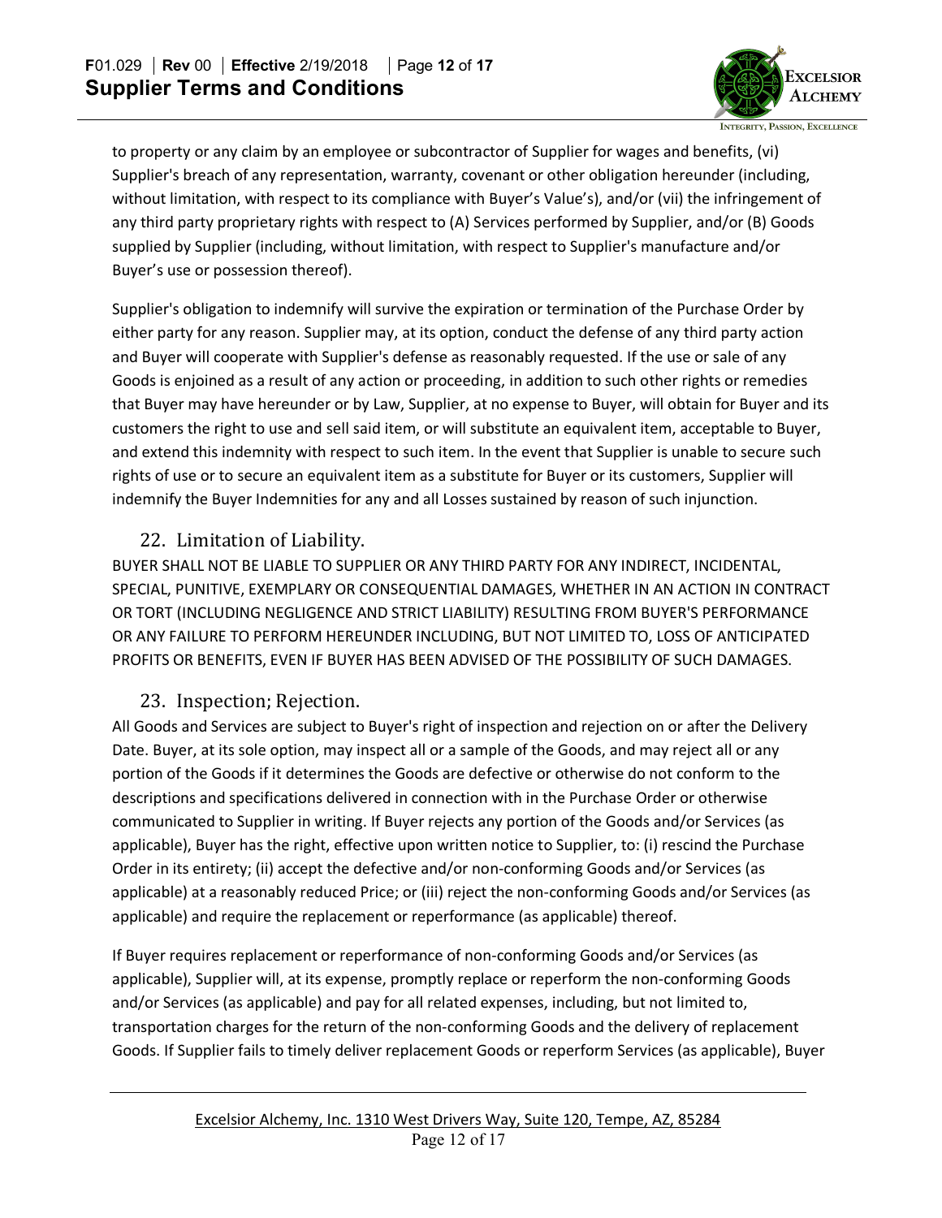to property or any claim by an employee or subcontractor of Supplier for wages and benefits, (vi) Supplier's breach of any representation, warranty, covenant or other obligation hereunder (including, without limitation, with respect to its compliance with Buyer's Value's), and/or (vii) the infringement of any third party proprietary rights with respect to (A) Services performed by Supplier, and/or (B) Goods supplied by Supplier (including, without limitation, with respect to Supplier's manufacture and/or Buyer's use or possession thereof).

Supplier's obligation to indemnify will survive the expiration or termination of the Purchase Order by either party for any reason. Supplier may, at its option, conduct the defense of any third party action and Buyer will cooperate with Supplier's defense as reasonably requested. If the use or sale of any Goods is enjoined as a result of any action or proceeding, in addition to such other rights or remedies that Buyer may have hereunder or by Law, Supplier, at no expense to Buyer, will obtain for Buyer and its customers the right to use and sell said item, or will substitute an equivalent item, acceptable to Buyer, and extend this indemnity with respect to such item. In the event that Supplier is unable to secure such rights of use or to secure an equivalent item as a substitute for Buyer or its customers, Supplier will indemnify the Buyer Indemnities for any and all Losses sustained by reason of such injunction.

## 22. Limitation of Liability.

BUYER SHALL NOT BE LIABLE TO SUPPLIER OR ANY THIRD PARTY FOR ANY INDIRECT, INCIDENTAL, SPECIAL, PUNITIVE, EXEMPLARY OR CONSEQUENTIAL DAMAGES, WHETHER IN AN ACTION IN CONTRACT OR TORT (INCLUDING NEGLIGENCE AND STRICT LIABILITY) RESULTING FROM BUYER'S PERFORMANCE OR ANY FAILURE TO PERFORM HEREUNDER INCLUDING, BUT NOT LIMITED TO, LOSS OF ANTICIPATED PROFITS OR BENEFITS, EVEN IF BUYER HAS BEEN ADVISED OF THE POSSIBILITY OF SUCH DAMAGES.

## 23. Inspection; Rejection.

All Goods and Services are subject to Buyer's right of inspection and rejection on or after the Delivery Date. Buyer, at its sole option, may inspect all or a sample of the Goods, and may reject all or any portion of the Goods if it determines the Goods are defective or otherwise do not conform to the descriptions and specifications delivered in connection with in the Purchase Order or otherwise communicated to Supplier in writing. If Buyer rejects any portion of the Goods and/or Services (as applicable), Buyer has the right, effective upon written notice to Supplier, to: (i) rescind the Purchase Order in its entirety; (ii) accept the defective and/or non-conforming Goods and/or Services (as applicable) at a reasonably reduced Price; or (iii) reject the non-conforming Goods and/or Services (as applicable) and require the replacement or reperformance (as applicable) thereof.

If Buyer requires replacement or reperformance of non-conforming Goods and/or Services (as applicable), Supplier will, at its expense, promptly replace or reperform the non-conforming Goods and/or Services (as applicable) and pay for all related expenses, including, but not limited to, transportation charges for the return of the non-conforming Goods and the delivery of replacement Goods. If Supplier fails to timely deliver replacement Goods or reperform Services (as applicable), Buyer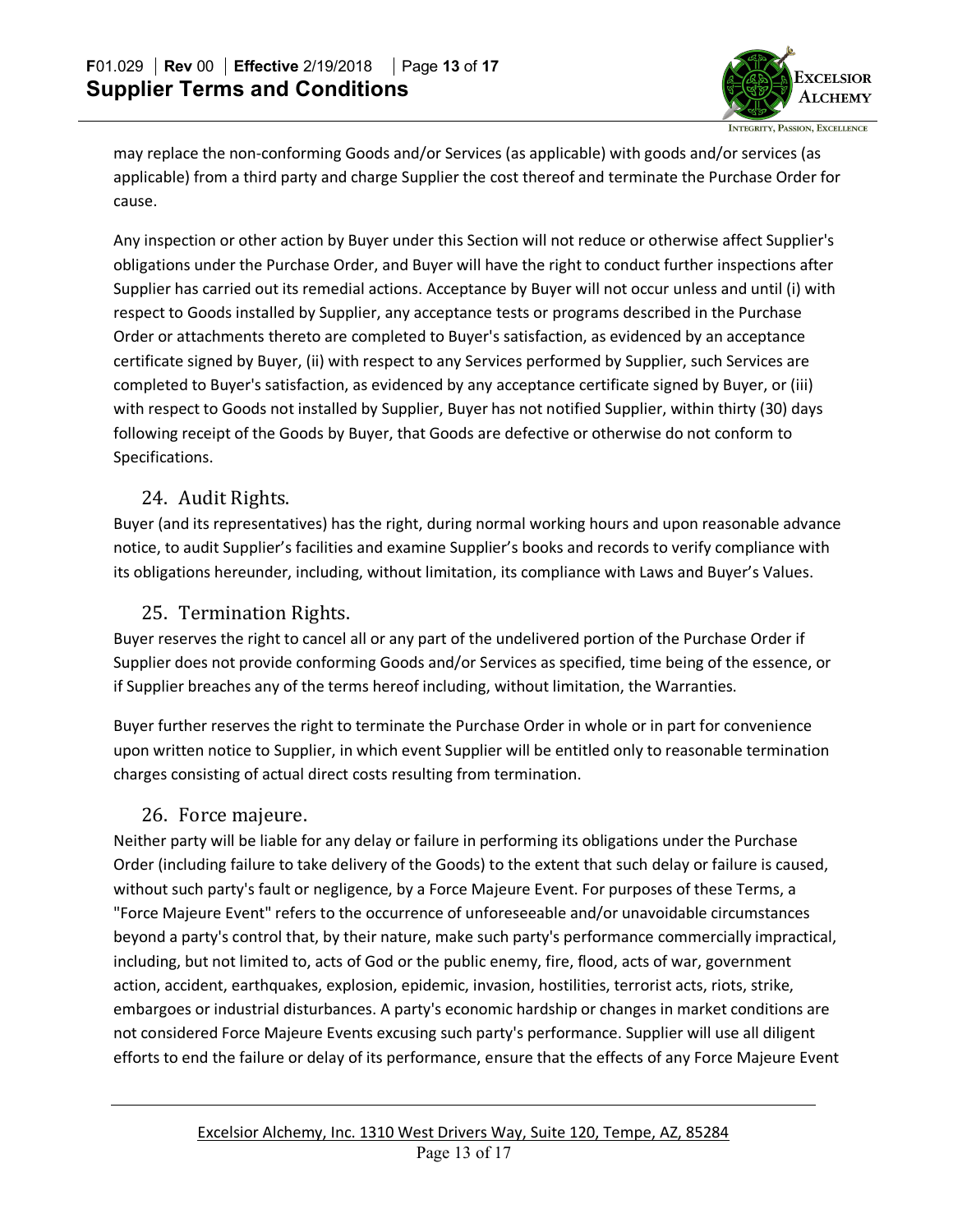may replace the non-conforming Goods and/or Services (as applicable) with goods and/or services (as applicable) from a third party and charge Supplier the cost thereof and terminate the Purchase Order for cause.

Any inspection or other action by Buyer under this Section will not reduce or otherwise affect Supplier's obligations under the Purchase Order, and Buyer will have the right to conduct further inspections after Supplier has carried out its remedial actions. Acceptance by Buyer will not occur unless and until (i) with respect to Goods installed by Supplier, any acceptance tests or programs described in the Purchase Order or attachments thereto are completed to Buyer's satisfaction, as evidenced by an acceptance certificate signed by Buyer, (ii) with respect to any Services performed by Supplier, such Services are completed to Buyer's satisfaction, as evidenced by any acceptance certificate signed by Buyer, or (iii) with respect to Goods not installed by Supplier, Buyer has not notified Supplier, within thirty (30) days following receipt of the Goods by Buyer, that Goods are defective or otherwise do not conform to Specifications.

## 24. Audit Rights.

Buyer (and its representatives) has the right, during normal working hours and upon reasonable advance notice, to audit Supplier's facilities and examine Supplier's books and records to verify compliance with its obligations hereunder, including, without limitation, its compliance with Laws and Buyer's Values.

## 25. Termination Rights.

Buyer reserves the right to cancel all or any part of the undelivered portion of the Purchase Order if Supplier does not provide conforming Goods and/or Services as specified, time being of the essence, or if Supplier breaches any of the terms hereof including, without limitation, the Warranties.

Buyer further reserves the right to terminate the Purchase Order in whole or in part for convenience upon written notice to Supplier, in which event Supplier will be entitled only to reasonable termination charges consisting of actual direct costs resulting from termination.

## 26. Force majeure.

Neither party will be liable for any delay or failure in performing its obligations under the Purchase Order (including failure to take delivery of the Goods) to the extent that such delay or failure is caused, without such party's fault or negligence, by a Force Majeure Event. For purposes of these Terms, a "Force Majeure Event" refers to the occurrence of unforeseeable and/or unavoidable circumstances beyond a party's control that, by their nature, make such party's performance commercially impractical, including, but not limited to, acts of God or the public enemy, fire, flood, acts of war, government action, accident, earthquakes, explosion, epidemic, invasion, hostilities, terrorist acts, riots, strike, embargoes or industrial disturbances. A party's economic hardship or changes in market conditions are not considered Force Majeure Events excusing such party's performance. Supplier will use all diligent efforts to end the failure or delay of its performance, ensure that the effects of any Force Majeure Event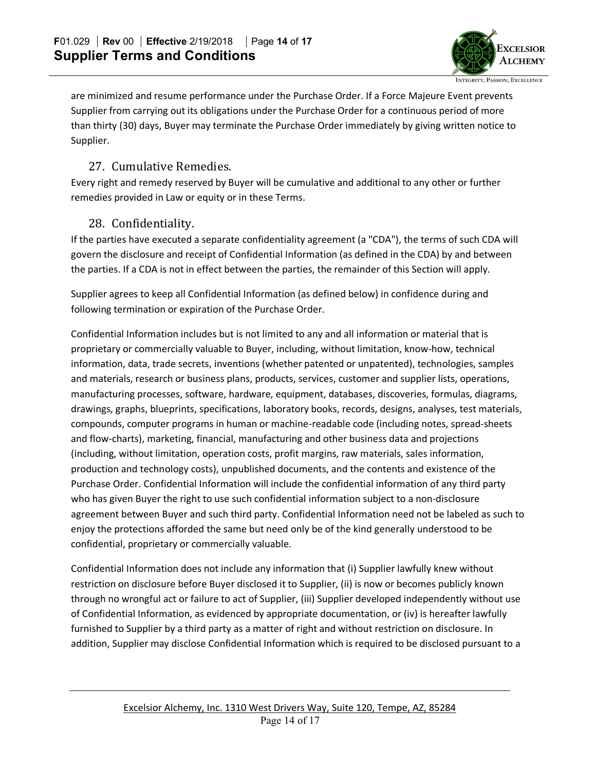are minimized and resume performance under the Purchase Order. If a Force Majeure Event prevents Supplier from carrying out its obligations under the Purchase Order for a continuous period of more than thirty (30) days, Buyer may terminate the Purchase Order immediately by giving written notice to Supplier.

## 27. Cumulative Remedies.

Every right and remedy reserved by Buyer will be cumulative and additional to any other or further remedies provided in Law or equity or in these Terms.

## 28. Confidentiality.

If the parties have executed a separate confidentiality agreement (a "CDA"), the terms of such CDA will govern the disclosure and receipt of Confidential Information (as defined in the CDA) by and between the parties. If a CDA is not in effect between the parties, the remainder of this Section will apply.

Supplier agrees to keep all Confidential Information (as defined below) in confidence during and following termination or expiration of the Purchase Order.

Confidential Information includes but is not limited to any and all information or material that is proprietary or commercially valuable to Buyer, including, without limitation, know-how, technical information, data, trade secrets, inventions (whether patented or unpatented), technologies, samples and materials, research or business plans, products, services, customer and supplier lists, operations, manufacturing processes, software, hardware, equipment, databases, discoveries, formulas, diagrams, drawings, graphs, blueprints, specifications, laboratory books, records, designs, analyses, test materials, compounds, computer programs in human or machine-readable code (including notes, spread-sheets and flow-charts), marketing, financial, manufacturing and other business data and projections (including, without limitation, operation costs, profit margins, raw materials, sales information, production and technology costs), unpublished documents, and the contents and existence of the Purchase Order. Confidential Information will include the confidential information of any third party who has given Buyer the right to use such confidential information subject to a non-disclosure agreement between Buyer and such third party. Confidential Information need not be labeled as such to enjoy the protections afforded the same but need only be of the kind generally understood to be confidential, proprietary or commercially valuable.

Confidential Information does not include any information that (i) Supplier lawfully knew without restriction on disclosure before Buyer disclosed it to Supplier, (ii) is now or becomes publicly known through no wrongful act or failure to act of Supplier, (iii) Supplier developed independently without use of Confidential Information, as evidenced by appropriate documentation, or (iv) is hereafter lawfully furnished to Supplier by a third party as a matter of right and without restriction on disclosure. In addition, Supplier may disclose Confidential Information which is required to be disclosed pursuant to a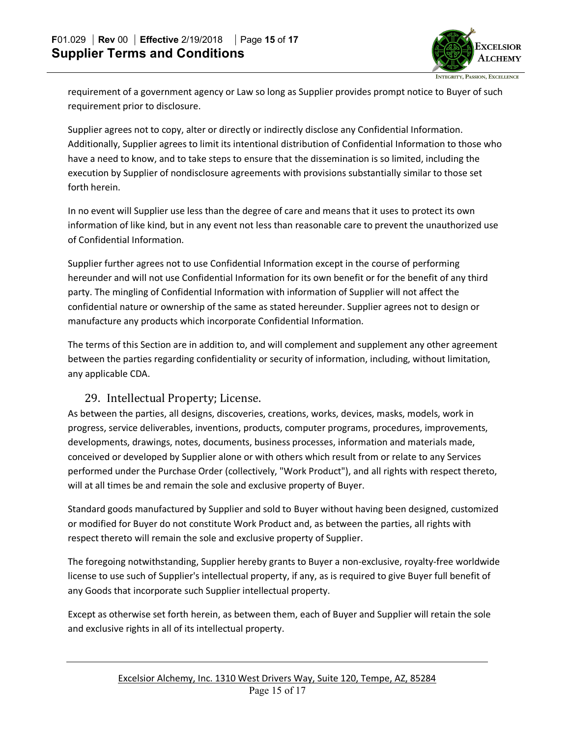requirement of a government agency or Law so long as Supplier provides prompt notice to Buyer of such requirement prior to disclosure.

Supplier agrees not to copy, alter or directly or indirectly disclose any Confidential Information. Additionally, Supplier agrees to limit its intentional distribution of Confidential Information to those who have a need to know, and to take steps to ensure that the dissemination is so limited, including the execution by Supplier of nondisclosure agreements with provisions substantially similar to those set forth herein.

In no event will Supplier use less than the degree of care and means that it uses to protect its own information of like kind, but in any event not less than reasonable care to prevent the unauthorized use of Confidential Information.

Supplier further agrees not to use Confidential Information except in the course of performing hereunder and will not use Confidential Information for its own benefit or for the benefit of any third party. The mingling of Confidential Information with information of Supplier will not affect the confidential nature or ownership of the same as stated hereunder. Supplier agrees not to design or manufacture any products which incorporate Confidential Information.

The terms of this Section are in addition to, and will complement and supplement any other agreement between the parties regarding confidentiality or security of information, including, without limitation, any applicable CDA.

## 29. Intellectual Property; License.

As between the parties, all designs, discoveries, creations, works, devices, masks, models, work in progress, service deliverables, inventions, products, computer programs, procedures, improvements, developments, drawings, notes, documents, business processes, information and materials made, conceived or developed by Supplier alone or with others which result from or relate to any Services performed under the Purchase Order (collectively, "Work Product"), and all rights with respect thereto, will at all times be and remain the sole and exclusive property of Buyer.

Standard goods manufactured by Supplier and sold to Buyer without having been designed, customized or modified for Buyer do not constitute Work Product and, as between the parties, all rights with respect thereto will remain the sole and exclusive property of Supplier.

The foregoing notwithstanding, Supplier hereby grants to Buyer a non-exclusive, royalty-free worldwide license to use such of Supplier's intellectual property, if any, as is required to give Buyer full benefit of any Goods that incorporate such Supplier intellectual property.

Except as otherwise set forth herein, as between them, each of Buyer and Supplier will retain the sole and exclusive rights in all of its intellectual property.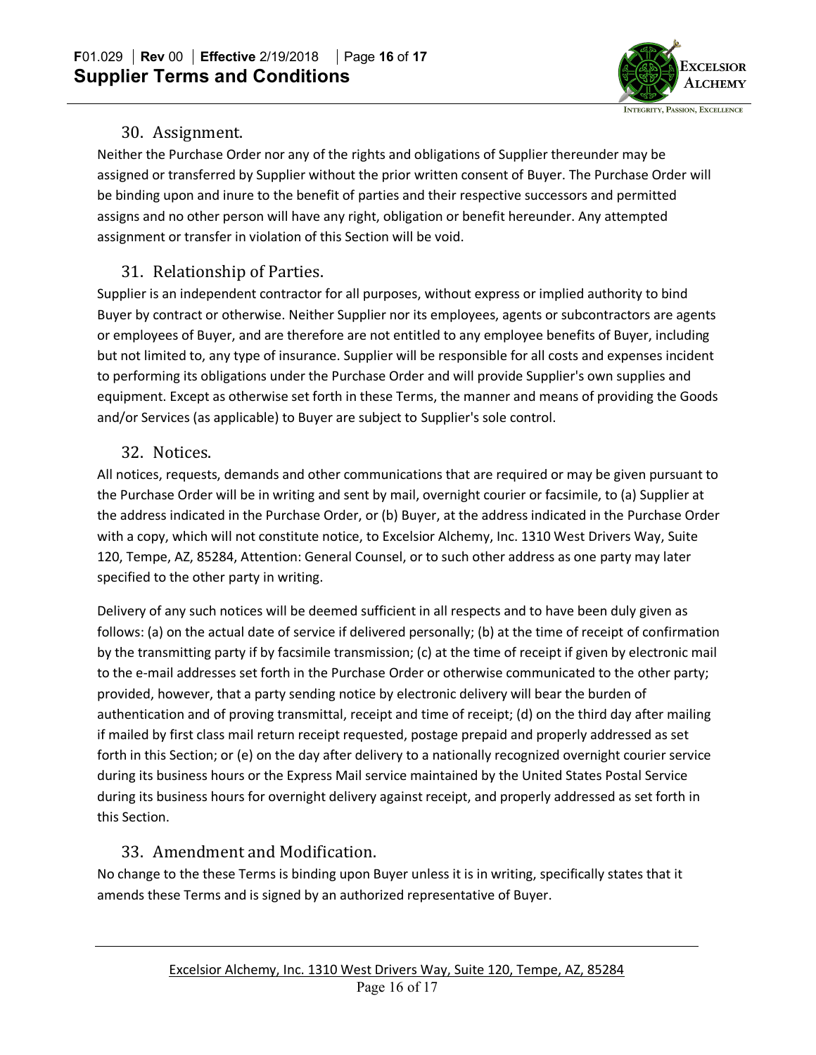## 30. Assignment.

Neither the Purchase Order nor any of the rights and obligations of Supplier thereunder may be assigned or transferred by Supplier without the prior written consent of Buyer. The Purchase Order will be binding upon and inure to the benefit of parties and their respective successors and permitted assigns and no other person will have any right, obligation or benefit hereunder. Any attempted assignment or transfer in violation of this Section will be void.

## 31. Relationship of Parties.

Supplier is an independent contractor for all purposes, without express or implied authority to bind Buyer by contract or otherwise. Neither Supplier nor its employees, agents or subcontractors are agents or employees of Buyer, and are therefore are not entitled to any employee benefits of Buyer, including but not limited to, any type of insurance. Supplier will be responsible for all costs and expenses incident to performing its obligations under the Purchase Order and will provide Supplier's own supplies and equipment. Except as otherwise set forth in these Terms, the manner and means of providing the Goods and/or Services (as applicable) to Buyer are subject to Supplier's sole control.

## 32. Notices.

All notices, requests, demands and other communications that are required or may be given pursuant to the Purchase Order will be in writing and sent by mail, overnight courier or facsimile, to (a) Supplier at the address indicated in the Purchase Order, or (b) Buyer, at the address indicated in the Purchase Order with a copy, which will not constitute notice, to Excelsior Alchemy, Inc. 1310 West Drivers Way, Suite 120, Tempe, AZ, 85284, Attention: General Counsel, or to such other address as one party may later specified to the other party in writing.

Delivery of any such notices will be deemed sufficient in all respects and to have been duly given as follows: (a) on the actual date of service if delivered personally; (b) at the time of receipt of confirmation by the transmitting party if by facsimile transmission; (c) at the time of receipt if given by electronic mail to the e-mail addresses set forth in the Purchase Order or otherwise communicated to the other party; provided, however, that a party sending notice by electronic delivery will bear the burden of authentication and of proving transmittal, receipt and time of receipt; (d) on the third day after mailing if mailed by first class mail return receipt requested, postage prepaid and properly addressed as set forth in this Section; or (e) on the day after delivery to a nationally recognized overnight courier service during its business hours or the Express Mail service maintained by the United States Postal Service during its business hours for overnight delivery against receipt, and properly addressed as set forth in this Section.

## 33. Amendment and Modification.

No change to the these Terms is binding upon Buyer unless it is in writing, specifically states that it amends these Terms and is signed by an authorized representative of Buyer.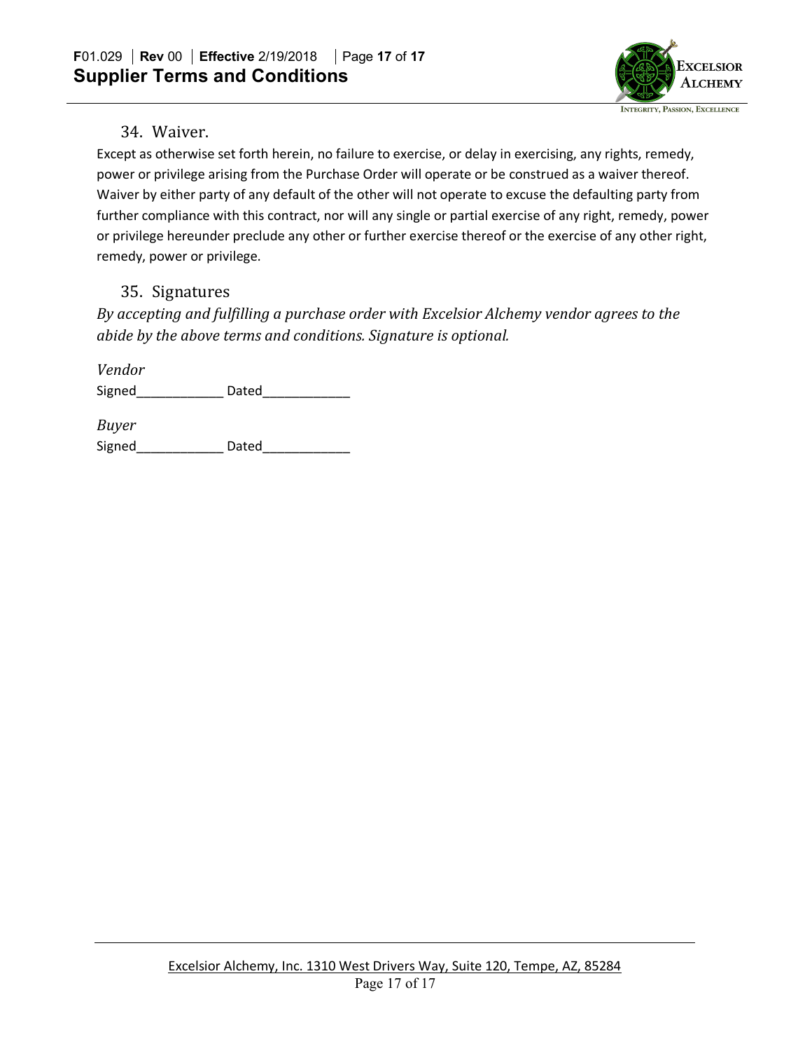## 34. Waiver.

Except as otherwise set forth herein, no failure to exercise, or delay in exercising, any rights, remedy, power or privilege arising from the Purchase Order will operate or be construed as a waiver thereof. Waiver by either party of any default of the other will not operate to excuse the defaulting party from further compliance with this contract, nor will any single or partial exercise of any right, remedy, power or privilege hereunder preclude any other or further exercise thereof or the exercise of any other right, remedy, power or privilege.

## 35. Signatures

*By accepting and fulfilling a purchase order with Excelsior Alchemy vendor agrees to the abide by the above terms and conditions. Signature is optional.*

*Vendor*

Signed____________ Dated____________

*Buyer*

Signed____________ Dated____________

Excelsior Alchemy, Inc. 1310 West Drivers Way, Suite 120, Tempe, AZ, 85284